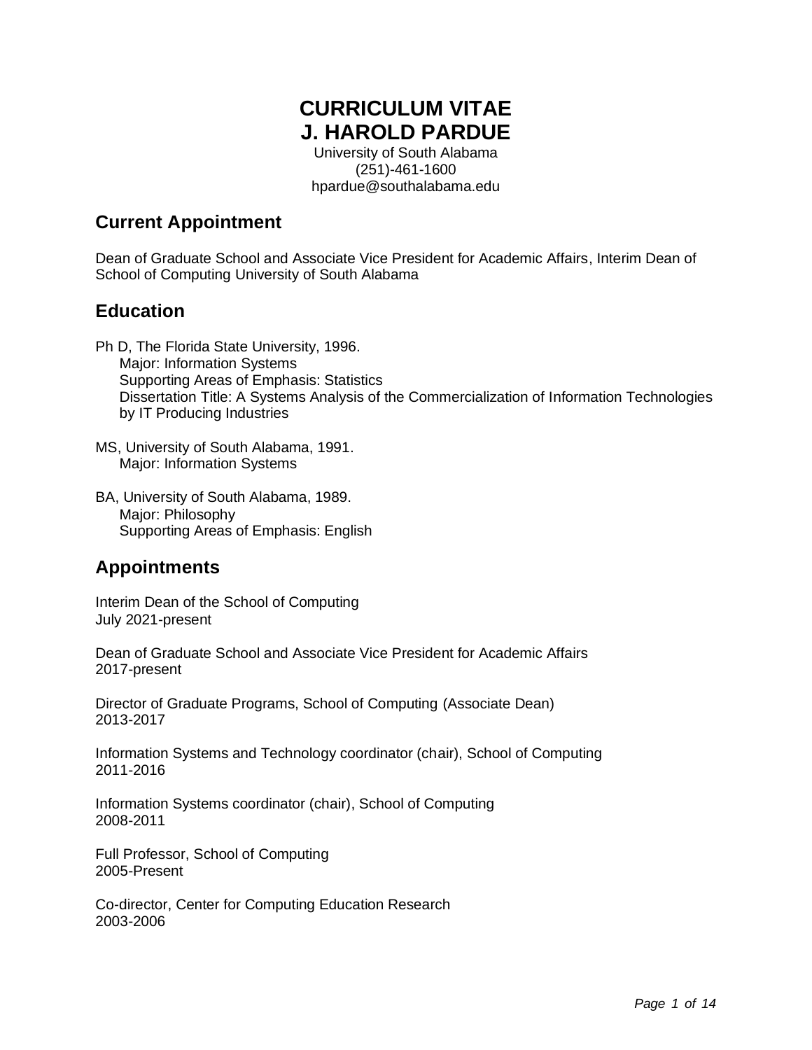# CURRICULUM VITAE
# J. HAROLD PARDUE

University of South Alabama
(251)-461-1600
hpardue@southalabama.edu

## Current Appointment

Dean of Graduate School and Associate Vice President for Academic Affairs, Interim Dean of School of Computing University of South Alabama

## Education

Ph D, The Florida State University, 1996.
- Major: Information Systems
- Supporting Areas of Emphasis: Statistics
- Dissertation Title: A Systems Analysis of the Commercialization of Information Technologies by IT Producing Industries

MS, University of South Alabama, 1991.
- Major: Information Systems

BA, University of South Alabama, 1989.
- Major: Philosophy
- Supporting Areas of Emphasis: English

## Appointments

Interim Dean of the School of Computing
July 2021-present

Dean of Graduate School and Associate Vice President for Academic Affairs
2017-present

Director of Graduate Programs, School of Computing (Associate Dean)
2013-2017

Information Systems and Technology coordinator (chair), School of Computing
2011-2016

Information Systems coordinator (chair), School of Computing
2008-2011

Full Professor, School of Computing
2005-Present

Co-director, Center for Computing Education Research
2003-2006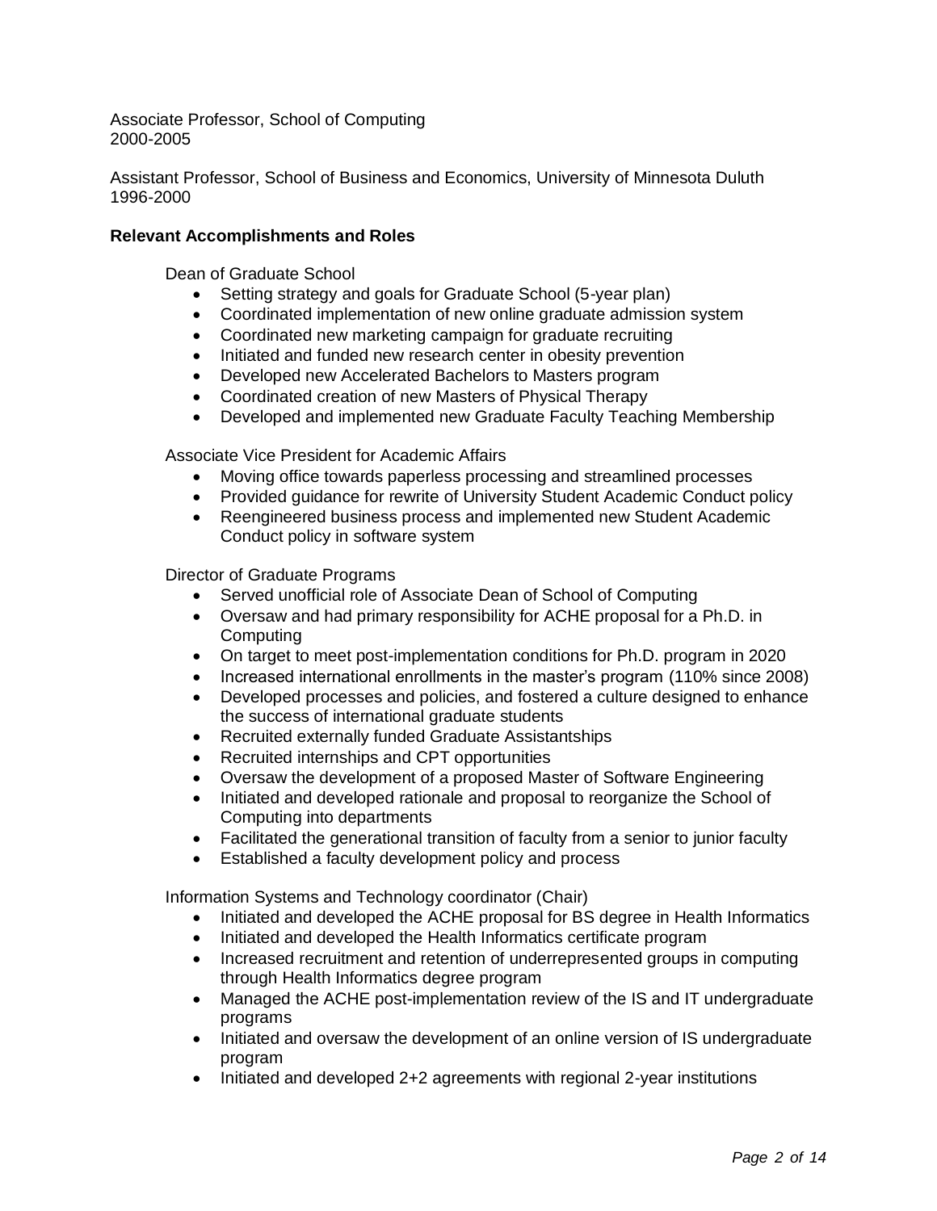Associate Professor, School of Computing
2000-2005

Assistant Professor, School of Business and Economics, University of Minnesota Duluth
1996-2000

**Relevant Accomplishments and Roles**

Dean of Graduate School

- Setting strategy and goals for Graduate School (5-year plan)
- Coordinated implementation of new online graduate admission system
- Coordinated new marketing campaign for graduate recruiting
- Initiated and funded new research center in obesity prevention
- Developed new Accelerated Bachelors to Masters program
- Coordinated creation of new Masters of Physical Therapy
- Developed and implemented new Graduate Faculty Teaching Membership

Associate Vice President for Academic Affairs

- Moving office towards paperless processing and streamlined processes
- Provided guidance for rewrite of University Student Academic Conduct policy
- Reengineered business process and implemented new Student Academic Conduct policy in software system

Director of Graduate Programs

- Served unofficial role of Associate Dean of School of Computing
- Oversaw and had primary responsibility for ACHE proposal for a Ph.D. in Computing
- On target to meet post-implementation conditions for Ph.D. program in 2020
- Increased international enrollments in the master's program (110% since 2008)
- Developed processes and policies, and fostered a culture designed to enhance the success of international graduate students
- Recruited externally funded Graduate Assistantships
- Recruited internships and CPT opportunities
- Oversaw the development of a proposed Master of Software Engineering
- Initiated and developed rationale and proposal to reorganize the School of Computing into departments
- Facilitated the generational transition of faculty from a senior to junior faculty
- Established a faculty development policy and process

Information Systems and Technology coordinator (Chair)

- Initiated and developed the ACHE proposal for BS degree in Health Informatics
- Initiated and developed the Health Informatics certificate program
- Increased recruitment and retention of underrepresented groups in computing through Health Informatics degree program
- Managed the ACHE post-implementation review of the IS and IT undergraduate programs
- Initiated and oversaw the development of an online version of IS undergraduate program
- Initiated and developed 2+2 agreements with regional 2-year institutions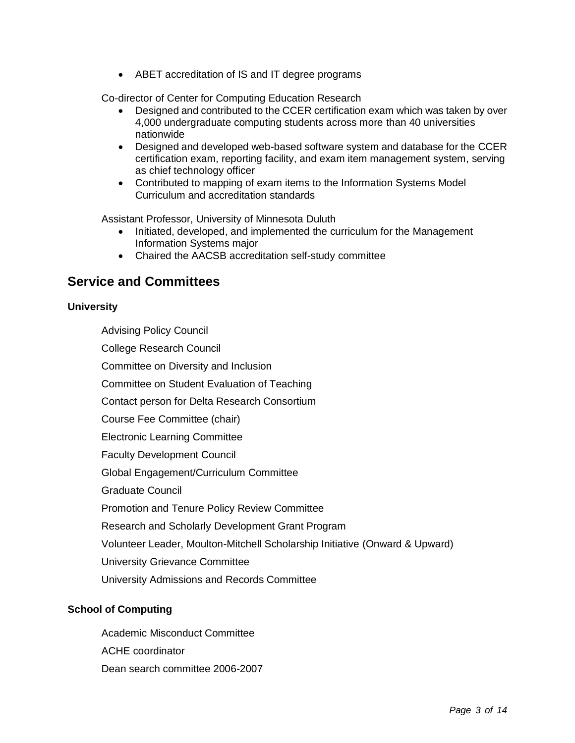- ABET accreditation of IS and IT degree programs

Co-director of Center for Computing Education Research

- Designed and contributed to the CCER certification exam which was taken by over 4,000 undergraduate computing students across more than 40 universities nationwide
- Designed and developed web-based software system and database for the CCER certification exam, reporting facility, and exam item management system, serving as chief technology officer
- Contributed to mapping of exam items to the Information Systems Model Curriculum and accreditation standards

Assistant Professor, University of Minnesota Duluth

- Initiated, developed, and implemented the curriculum for the Management Information Systems major
- Chaired the AACSB accreditation self-study committee

## Service and Committees

### University

Advising Policy Council

College Research Council

Committee on Diversity and Inclusion

Committee on Student Evaluation of Teaching

Contact person for Delta Research Consortium

Course Fee Committee (chair)

Electronic Learning Committee

Faculty Development Council

Global Engagement/Curriculum Committee

Graduate Council

Promotion and Tenure Policy Review Committee

Research and Scholarly Development Grant Program

Volunteer Leader, Moulton-Mitchell Scholarship Initiative (Onward & Upward)

University Grievance Committee

University Admissions and Records Committee

### School of Computing

Academic Misconduct Committee

ACHE coordinator

Dean search committee 2006-2007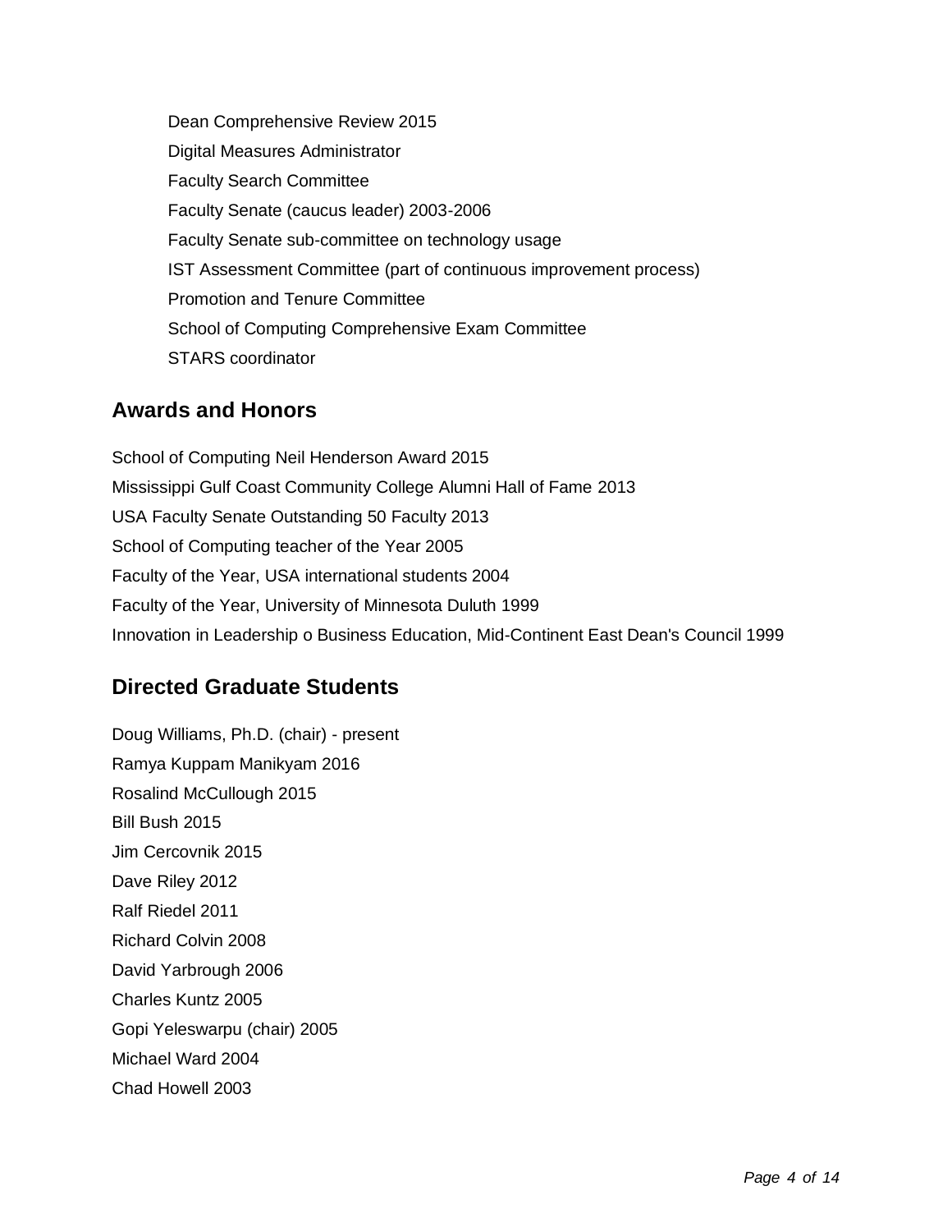- Dean Comprehensive Review 2015
- Digital Measures Administrator
- Faculty Search Committee
- Faculty Senate (caucus leader) 2003-2006
- Faculty Senate sub-committee on technology usage
- IST Assessment Committee (part of continuous improvement process)
- Promotion and Tenure Committee
- School of Computing Comprehensive Exam Committee
- STARS coordinator

## Awards and Honors

School of Computing Neil Henderson Award 2015
Mississippi Gulf Coast Community College Alumni Hall of Fame 2013
USA Faculty Senate Outstanding 50 Faculty 2013
School of Computing teacher of the Year 2005
Faculty of the Year, USA international students 2004
Faculty of the Year, University of Minnesota Duluth 1999
Innovation in Leadership o Business Education, Mid-Continent East Dean's Council 1999

## Directed Graduate Students

Doug Williams, Ph.D. (chair) - present
Ramya Kuppam Manikyam 2016
Rosalind McCullough 2015
Bill Bush 2015
Jim Cercovnik 2015
Dave Riley 2012
Ralf Riedel 2011
Richard Colvin 2008
David Yarbrough 2006
Charles Kuntz 2005
Gopi Yeleswarpu (chair) 2005
Michael Ward 2004
Chad Howell 2003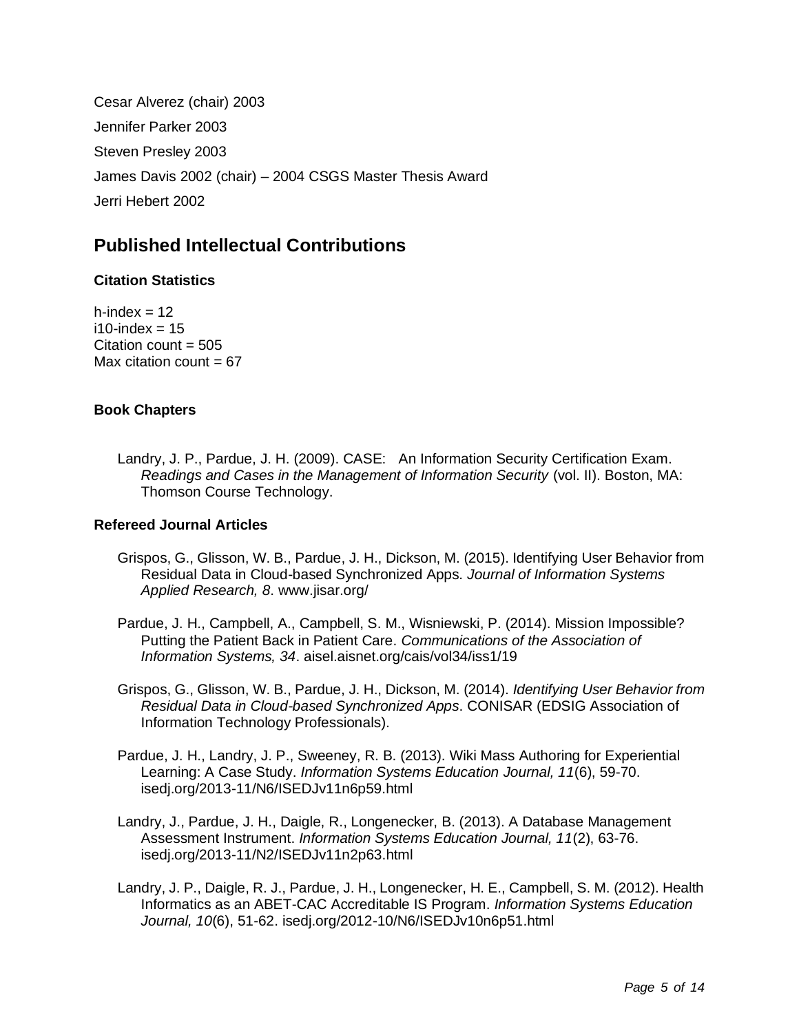Cesar Alverez (chair) 2003

Jennifer Parker 2003

Steven Presley 2003

James Davis 2002 (chair) – 2004 CSGS Master Thesis Award

Jerri Hebert 2002

## Published Intellectual Contributions

### Citation Statistics

h-index = 12
i10-index = 15
Citation count = 505
Max citation count = 67

### Book Chapters

Landry, J. P., Pardue, J. H. (2009). CASE: An Information Security Certification Exam. *Readings and Cases in the Management of Information Security* (vol. II). Boston, MA: Thomson Course Technology.

### Refereed Journal Articles

Grispos, G., Glisson, W. B., Pardue, J. H., Dickson, M. (2015). Identifying User Behavior from Residual Data in Cloud-based Synchronized Apps. *Journal of Information Systems Applied Research, 8*. www.jisar.org/

Pardue, J. H., Campbell, A., Campbell, S. M., Wisniewski, P. (2014). Mission Impossible? Putting the Patient Back in Patient Care. *Communications of the Association of Information Systems, 34*. aisel.aisnet.org/cais/vol34/iss1/19

Grispos, G., Glisson, W. B., Pardue, J. H., Dickson, M. (2014). *Identifying User Behavior from Residual Data in Cloud-based Synchronized Apps*. CONISAR (EDSIG Association of Information Technology Professionals).

Pardue, J. H., Landry, J. P., Sweeney, R. B. (2013). Wiki Mass Authoring for Experiential Learning: A Case Study. *Information Systems Education Journal, 11*(6), 59-70. isedj.org/2013-11/N6/ISEDJv11n6p59.html

Landry, J., Pardue, J. H., Daigle, R., Longenecker, B. (2013). A Database Management Assessment Instrument. *Information Systems Education Journal, 11*(2), 63-76. isedj.org/2013-11/N2/ISEDJv11n2p63.html

Landry, J. P., Daigle, R. J., Pardue, J. H., Longenecker, H. E., Campbell, S. M. (2012). Health Informatics as an ABET-CAC Accreditable IS Program. *Information Systems Education Journal, 10*(6), 51-62. isedj.org/2012-10/N6/ISEDJv10n6p51.html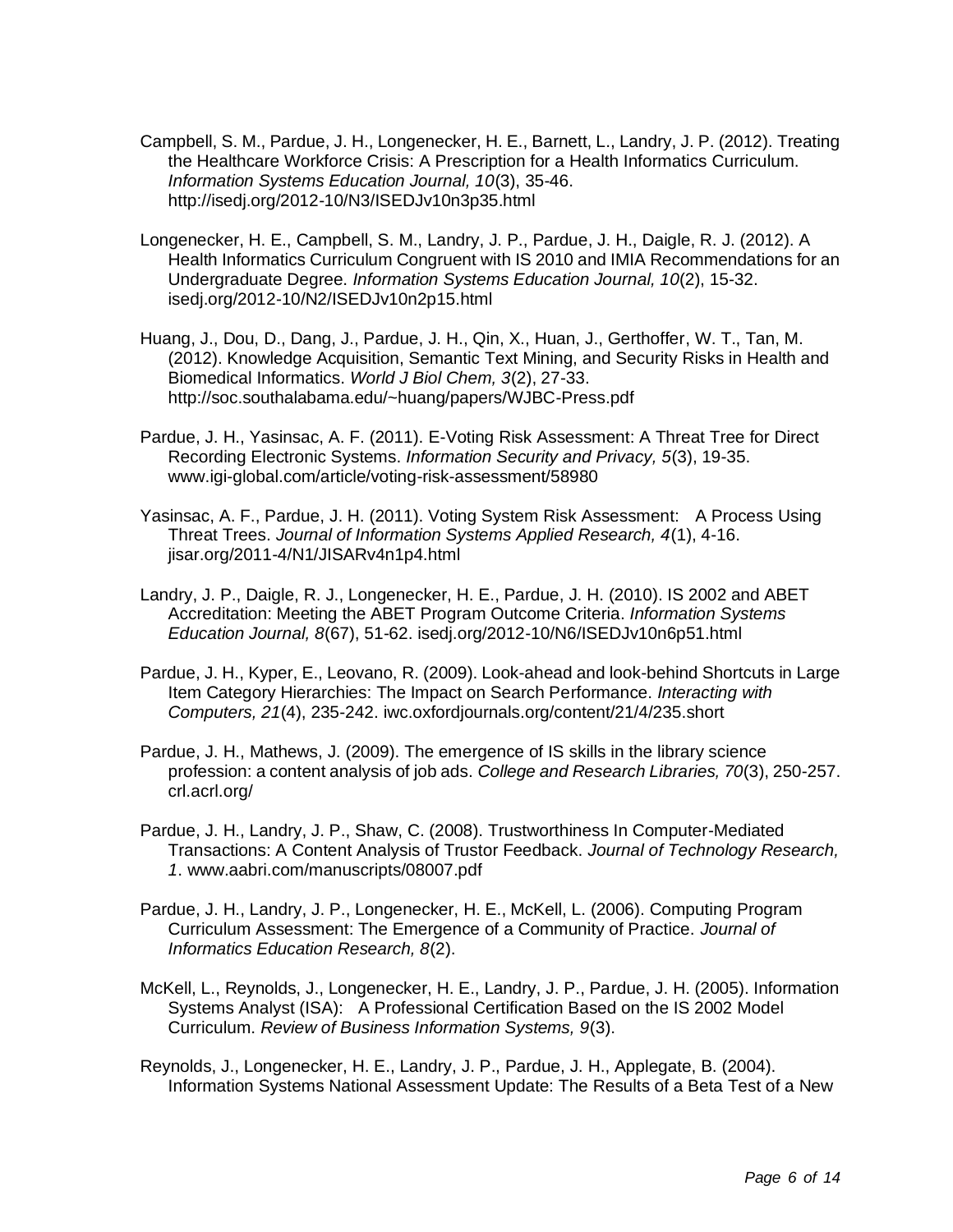Campbell, S. M., Pardue, J. H., Longenecker, H. E., Barnett, L., Landry, J. P. (2012). Treating the Healthcare Workforce Crisis: A Prescription for a Health Informatics Curriculum. *Information Systems Education Journal, 10*(3), 35-46. http://isedj.org/2012-10/N3/ISEDJv10n3p35.html

Longenecker, H. E., Campbell, S. M., Landry, J. P., Pardue, J. H., Daigle, R. J. (2012). A Health Informatics Curriculum Congruent with IS 2010 and IMIA Recommendations for an Undergraduate Degree. *Information Systems Education Journal, 10*(2), 15-32. isedj.org/2012-10/N2/ISEDJv10n2p15.html

Huang, J., Dou, D., Dang, J., Pardue, J. H., Qin, X., Huan, J., Gerthoffer, W. T., Tan, M. (2012). Knowledge Acquisition, Semantic Text Mining, and Security Risks in Health and Biomedical Informatics. *World J Biol Chem, 3*(2), 27-33. http://soc.southalabama.edu/~huang/papers/WJBC-Press.pdf

Pardue, J. H., Yasinsac, A. F. (2011). E-Voting Risk Assessment: A Threat Tree for Direct Recording Electronic Systems. *Information Security and Privacy, 5*(3), 19-35. www.igi-global.com/article/voting-risk-assessment/58980

Yasinsac, A. F., Pardue, J. H. (2011). Voting System Risk Assessment: A Process Using Threat Trees. *Journal of Information Systems Applied Research, 4*(1), 4-16. jisar.org/2011-4/N1/JISARv4n1p4.html

Landry, J. P., Daigle, R. J., Longenecker, H. E., Pardue, J. H. (2010). IS 2002 and ABET Accreditation: Meeting the ABET Program Outcome Criteria. *Information Systems Education Journal, 8*(67), 51-62. isedj.org/2012-10/N6/ISEDJv10n6p51.html

Pardue, J. H., Kyper, E., Leovano, R. (2009). Look-ahead and look-behind Shortcuts in Large Item Category Hierarchies: The Impact on Search Performance. *Interacting with Computers, 21*(4), 235-242. iwc.oxfordjournals.org/content/21/4/235.short

Pardue, J. H., Mathews, J. (2009). The emergence of IS skills in the library science profession: a content analysis of job ads. *College and Research Libraries, 70*(3), 250-257. crl.acrl.org/

Pardue, J. H., Landry, J. P., Shaw, C. (2008). Trustworthiness In Computer-Mediated Transactions: A Content Analysis of Trustor Feedback. *Journal of Technology Research, 1*. www.aabri.com/manuscripts/08007.pdf

Pardue, J. H., Landry, J. P., Longenecker, H. E., McKell, L. (2006). Computing Program Curriculum Assessment: The Emergence of a Community of Practice. *Journal of Informatics Education Research, 8*(2).

McKell, L., Reynolds, J., Longenecker, H. E., Landry, J. P., Pardue, J. H. (2005). Information Systems Analyst (ISA): A Professional Certification Based on the IS 2002 Model Curriculum. *Review of Business Information Systems, 9*(3).

Reynolds, J., Longenecker, H. E., Landry, J. P., Pardue, J. H., Applegate, B. (2004). Information Systems National Assessment Update: The Results of a Beta Test of a New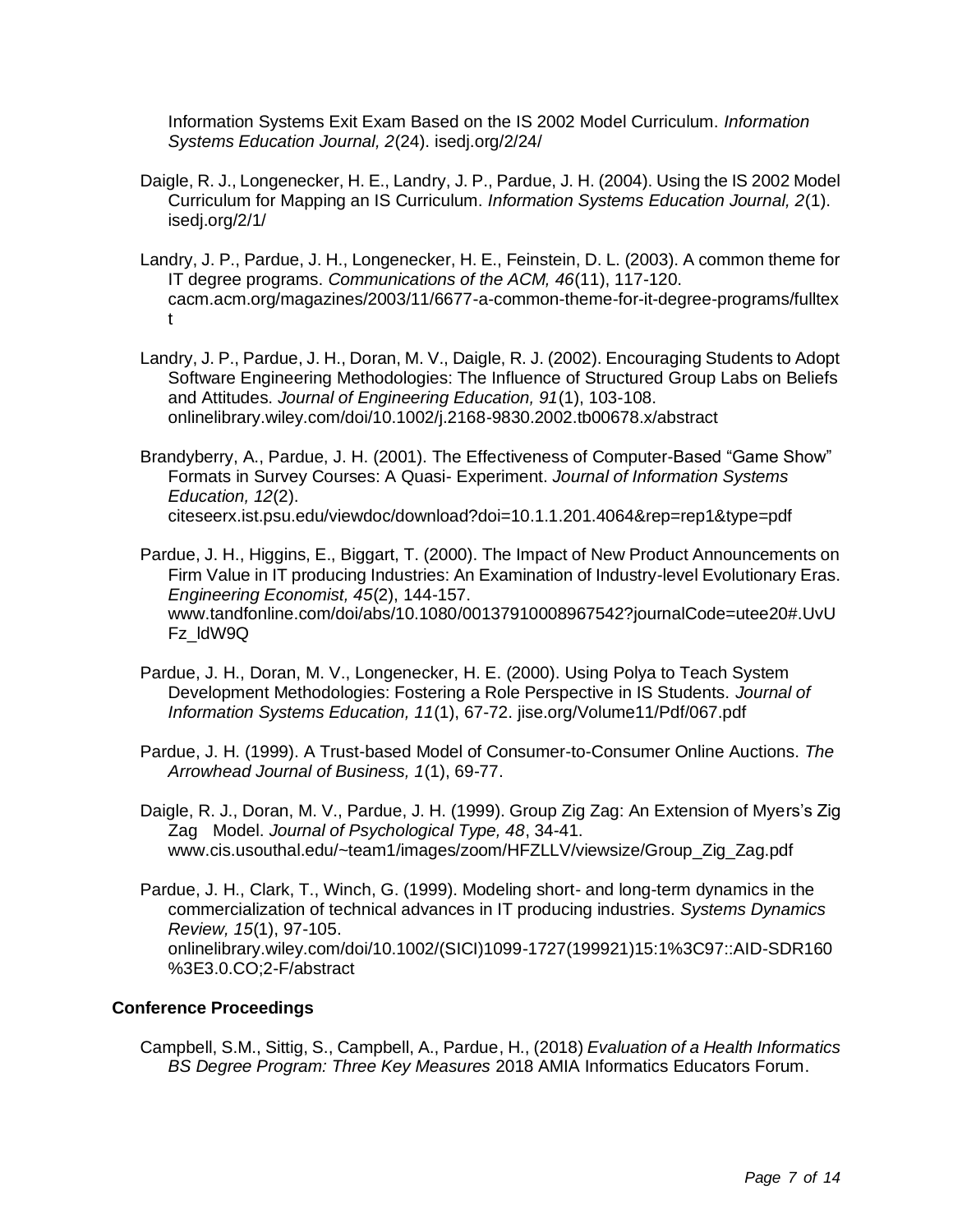Information Systems Exit Exam Based on the IS 2002 Model Curriculum. *Information Systems Education Journal, 2*(24). isedj.org/2/24/

Daigle, R. J., Longenecker, H. E., Landry, J. P., Pardue, J. H. (2004). Using the IS 2002 Model Curriculum for Mapping an IS Curriculum. *Information Systems Education Journal, 2*(1). isedj.org/2/1/

Landry, J. P., Pardue, J. H., Longenecker, H. E., Feinstein, D. L. (2003). A common theme for IT degree programs. *Communications of the ACM, 46*(11), 117-120. cacm.acm.org/magazines/2003/11/6677-a-common-theme-for-it-degree-programs/fulltext

Landry, J. P., Pardue, J. H., Doran, M. V., Daigle, R. J. (2002). Encouraging Students to Adopt Software Engineering Methodologies: The Influence of Structured Group Labs on Beliefs and Attitudes. *Journal of Engineering Education, 91*(1), 103-108. onlinelibrary.wiley.com/doi/10.1002/j.2168-9830.2002.tb00678.x/abstract

Brandyberry, A., Pardue, J. H. (2001). The Effectiveness of Computer-Based "Game Show" Formats in Survey Courses: A Quasi- Experiment. *Journal of Information Systems Education, 12*(2). citeseerx.ist.psu.edu/viewdoc/download?doi=10.1.1.201.4064&rep=rep1&type=pdf

Pardue, J. H., Higgins, E., Biggart, T. (2000). The Impact of New Product Announcements on Firm Value in IT producing Industries: An Examination of Industry-level Evolutionary Eras. *Engineering Economist, 45*(2), 144-157. www.tandfonline.com/doi/abs/10.1080/00137910008967542?journalCode=utee20#.UvUFz_ldW9Q

Pardue, J. H., Doran, M. V., Longenecker, H. E. (2000). Using Polya to Teach System Development Methodologies: Fostering a Role Perspective in IS Students. *Journal of Information Systems Education, 11*(1), 67-72. jise.org/Volume11/Pdf/067.pdf

Pardue, J. H. (1999). A Trust-based Model of Consumer-to-Consumer Online Auctions. *The Arrowhead Journal of Business, 1*(1), 69-77.

Daigle, R. J., Doran, M. V., Pardue, J. H. (1999). Group Zig Zag: An Extension of Myers's Zig Zag Model. *Journal of Psychological Type, 48*, 34-41. www.cis.usouthal.edu/~team1/images/zoom/HFZLLV/viewsize/Group_Zig_Zag.pdf

Pardue, J. H., Clark, T., Winch, G. (1999). Modeling short- and long-term dynamics in the commercialization of technical advances in IT producing industries. *Systems Dynamics Review, 15*(1), 97-105. onlinelibrary.wiley.com/doi/10.1002/(SICI)1099-1727(199921)15:1%3C97::AID-SDR160%3E3.0.CO;2-F/abstract

**Conference Proceedings**

Campbell, S.M., Sittig, S., Campbell, A., Pardue, H., (2018) *Evaluation of a Health Informatics BS Degree Program: Three Key Measures* 2018 AMIA Informatics Educators Forum.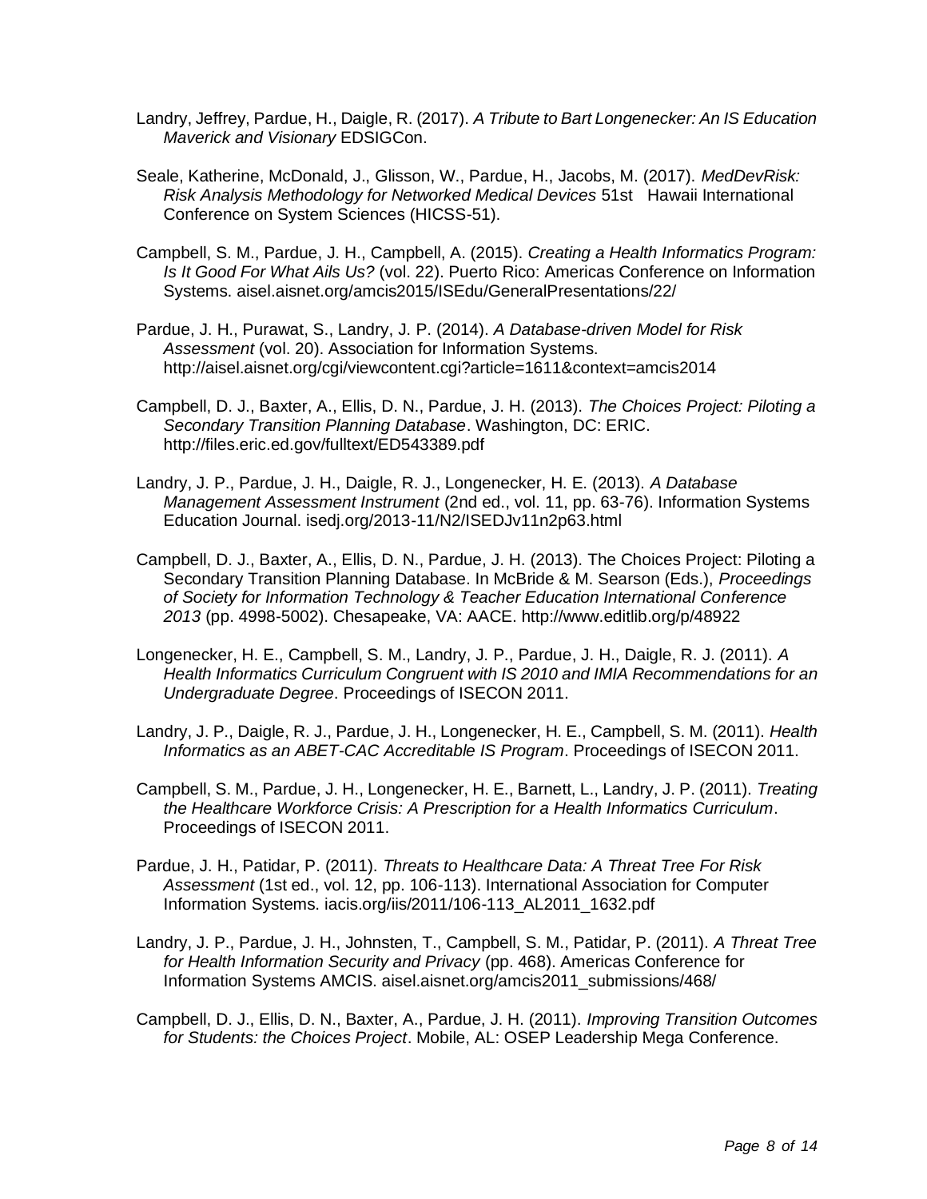Landry, Jeffrey, Pardue, H., Daigle, R. (2017). *A Tribute to Bart Longenecker: An IS Education Maverick and Visionary* EDSIGCon.

Seale, Katherine, McDonald, J., Glisson, W., Pardue, H., Jacobs, M. (2017). *MedDevRisk: Risk Analysis Methodology for Networked Medical Devices* 51st Hawaii International Conference on System Sciences (HICSS-51).

Campbell, S. M., Pardue, J. H., Campbell, A. (2015). *Creating a Health Informatics Program: Is It Good For What Ails Us?* (vol. 22). Puerto Rico: Americas Conference on Information Systems. aisel.aisnet.org/amcis2015/ISEdu/GeneralPresentations/22/

Pardue, J. H., Purawat, S., Landry, J. P. (2014). *A Database-driven Model for Risk Assessment* (vol. 20). Association for Information Systems. http://aisel.aisnet.org/cgi/viewcontent.cgi?article=1611&context=amcis2014

Campbell, D. J., Baxter, A., Ellis, D. N., Pardue, J. H. (2013). *The Choices Project: Piloting a Secondary Transition Planning Database*. Washington, DC: ERIC. http://files.eric.ed.gov/fulltext/ED543389.pdf

Landry, J. P., Pardue, J. H., Daigle, R. J., Longenecker, H. E. (2013). *A Database Management Assessment Instrument* (2nd ed., vol. 11, pp. 63-76). Information Systems Education Journal. isedj.org/2013-11/N2/ISEDJv11n2p63.html

Campbell, D. J., Baxter, A., Ellis, D. N., Pardue, J. H. (2013). The Choices Project: Piloting a Secondary Transition Planning Database. In McBride & M. Searson (Eds.), *Proceedings of Society for Information Technology & Teacher Education International Conference 2013* (pp. 4998-5002). Chesapeake, VA: AACE. http://www.editlib.org/p/48922

Longenecker, H. E., Campbell, S. M., Landry, J. P., Pardue, J. H., Daigle, R. J. (2011). *A Health Informatics Curriculum Congruent with IS 2010 and IMIA Recommendations for an Undergraduate Degree*. Proceedings of ISECON 2011.

Landry, J. P., Daigle, R. J., Pardue, J. H., Longenecker, H. E., Campbell, S. M. (2011). *Health Informatics as an ABET-CAC Accreditable IS Program*. Proceedings of ISECON 2011.

Campbell, S. M., Pardue, J. H., Longenecker, H. E., Barnett, L., Landry, J. P. (2011). *Treating the Healthcare Workforce Crisis: A Prescription for a Health Informatics Curriculum*. Proceedings of ISECON 2011.

Pardue, J. H., Patidar, P. (2011). *Threats to Healthcare Data: A Threat Tree For Risk Assessment* (1st ed., vol. 12, pp. 106-113). International Association for Computer Information Systems. iacis.org/iis/2011/106-113_AL2011_1632.pdf

Landry, J. P., Pardue, J. H., Johnsten, T., Campbell, S. M., Patidar, P. (2011). *A Threat Tree for Health Information Security and Privacy* (pp. 468). Americas Conference for Information Systems AMCIS. aisel.aisnet.org/amcis2011_submissions/468/

Campbell, D. J., Ellis, D. N., Baxter, A., Pardue, J. H. (2011). *Improving Transition Outcomes for Students: the Choices Project*. Mobile, AL: OSEP Leadership Mega Conference.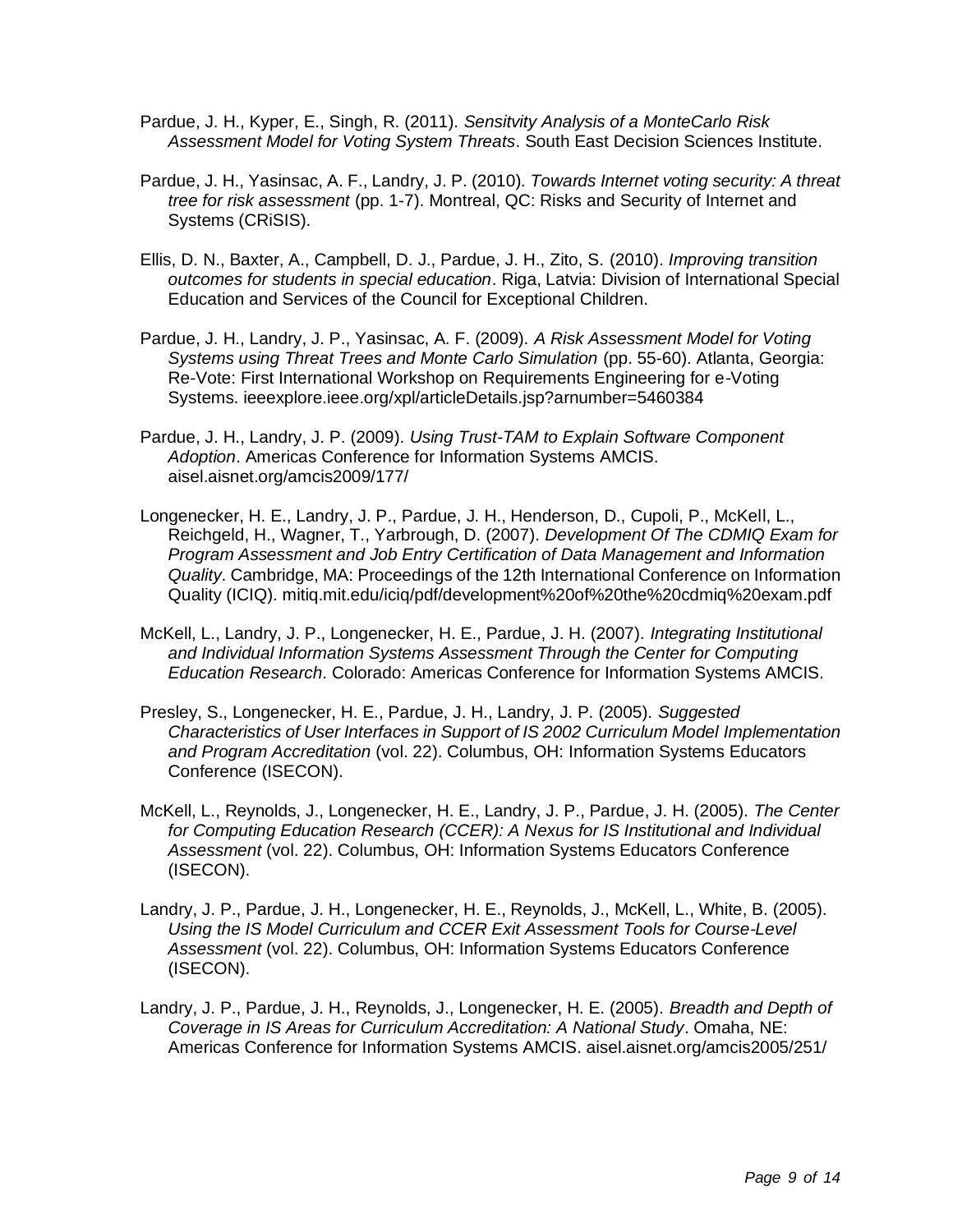Pardue, J. H., Kyper, E., Singh, R. (2011). *Sensitvity Analysis of a MonteCarlo Risk Assessment Model for Voting System Threats*. South East Decision Sciences Institute.

Pardue, J. H., Yasinsac, A. F., Landry, J. P. (2010). *Towards Internet voting security: A threat tree for risk assessment* (pp. 1-7). Montreal, QC: Risks and Security of Internet and Systems (CRiSIS).

Ellis, D. N., Baxter, A., Campbell, D. J., Pardue, J. H., Zito, S. (2010). *Improving transition outcomes for students in special education*. Riga, Latvia: Division of International Special Education and Services of the Council for Exceptional Children.

Pardue, J. H., Landry, J. P., Yasinsac, A. F. (2009). *A Risk Assessment Model for Voting Systems using Threat Trees and Monte Carlo Simulation* (pp. 55-60). Atlanta, Georgia: Re-Vote: First International Workshop on Requirements Engineering for e-Voting Systems. ieeexplore.ieee.org/xpl/articleDetails.jsp?arnumber=5460384

Pardue, J. H., Landry, J. P. (2009). *Using Trust-TAM to Explain Software Component Adoption*. Americas Conference for Information Systems AMCIS. aisel.aisnet.org/amcis2009/177/

Longenecker, H. E., Landry, J. P., Pardue, J. H., Henderson, D., Cupoli, P., McKell, L., Reichgeld, H., Wagner, T., Yarbrough, D. (2007). *Development Of The CDMIQ Exam for Program Assessment and Job Entry Certification of Data Management and Information Quality*. Cambridge, MA: Proceedings of the 12th International Conference on Information Quality (ICIQ). mitiq.mit.edu/iciq/pdf/development%20of%20the%20cdmiq%20exam.pdf

McKell, L., Landry, J. P., Longenecker, H. E., Pardue, J. H. (2007). *Integrating Institutional and Individual Information Systems Assessment Through the Center for Computing Education Research*. Colorado: Americas Conference for Information Systems AMCIS.

Presley, S., Longenecker, H. E., Pardue, J. H., Landry, J. P. (2005). *Suggested Characteristics of User Interfaces in Support of IS 2002 Curriculum Model Implementation and Program Accreditation* (vol. 22). Columbus, OH: Information Systems Educators Conference (ISECON).

McKell, L., Reynolds, J., Longenecker, H. E., Landry, J. P., Pardue, J. H. (2005). *The Center for Computing Education Research (CCER): A Nexus for IS Institutional and Individual Assessment* (vol. 22). Columbus, OH: Information Systems Educators Conference (ISECON).

Landry, J. P., Pardue, J. H., Longenecker, H. E., Reynolds, J., McKell, L., White, B. (2005). *Using the IS Model Curriculum and CCER Exit Assessment Tools for Course-Level Assessment* (vol. 22). Columbus, OH: Information Systems Educators Conference (ISECON).

Landry, J. P., Pardue, J. H., Reynolds, J., Longenecker, H. E. (2005). *Breadth and Depth of Coverage in IS Areas for Curriculum Accreditation: A National Study*. Omaha, NE: Americas Conference for Information Systems AMCIS. aisel.aisnet.org/amcis2005/251/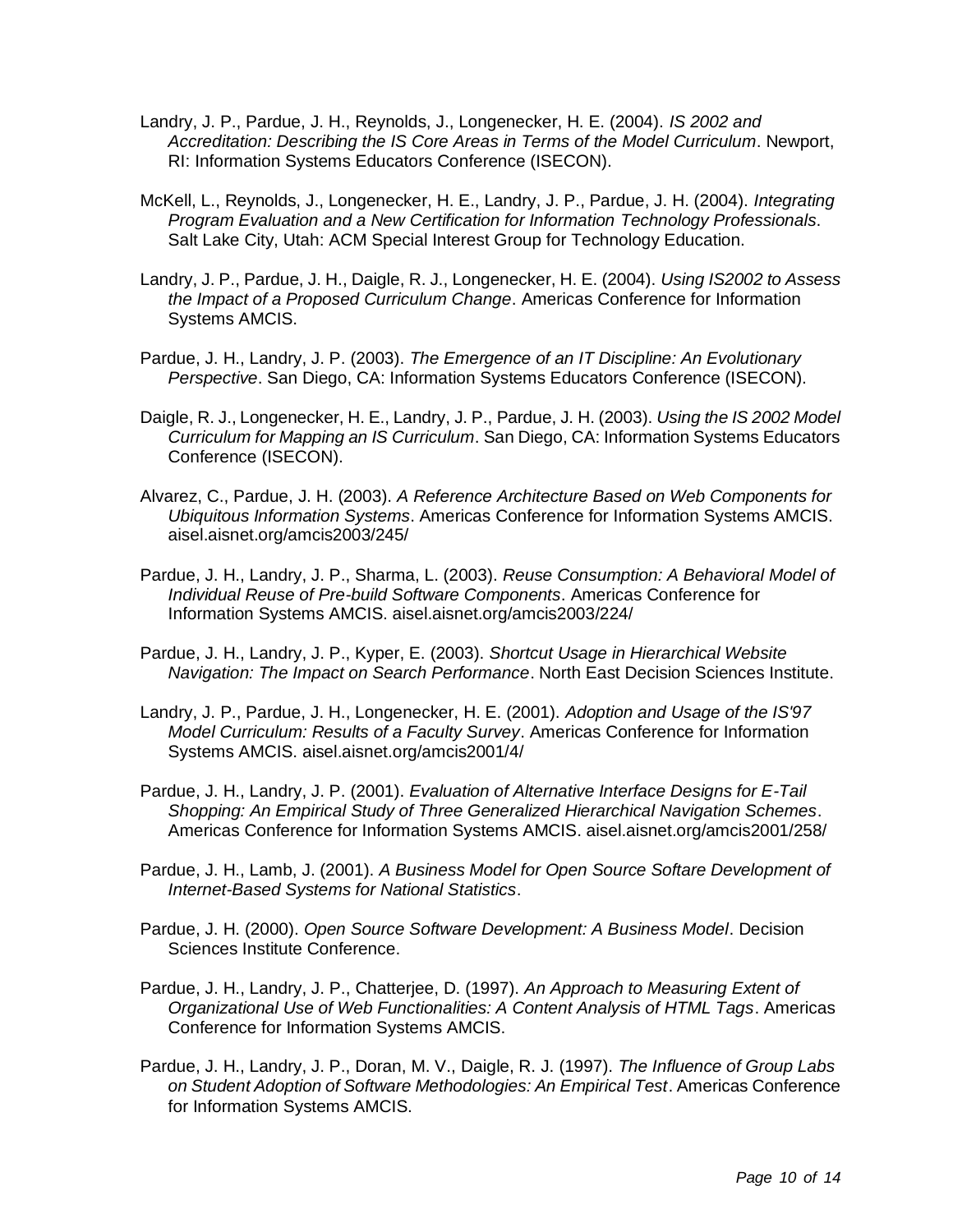Landry, J. P., Pardue, J. H., Reynolds, J., Longenecker, H. E. (2004). *IS 2002 and Accreditation: Describing the IS Core Areas in Terms of the Model Curriculum*. Newport, RI: Information Systems Educators Conference (ISECON).

McKell, L., Reynolds, J., Longenecker, H. E., Landry, J. P., Pardue, J. H. (2004). *Integrating Program Evaluation and a New Certification for Information Technology Professionals*. Salt Lake City, Utah: ACM Special Interest Group for Technology Education.

Landry, J. P., Pardue, J. H., Daigle, R. J., Longenecker, H. E. (2004). *Using IS2002 to Assess the Impact of a Proposed Curriculum Change*. Americas Conference for Information Systems AMCIS.

Pardue, J. H., Landry, J. P. (2003). *The Emergence of an IT Discipline: An Evolutionary Perspective*. San Diego, CA: Information Systems Educators Conference (ISECON).

Daigle, R. J., Longenecker, H. E., Landry, J. P., Pardue, J. H. (2003). *Using the IS 2002 Model Curriculum for Mapping an IS Curriculum*. San Diego, CA: Information Systems Educators Conference (ISECON).

Alvarez, C., Pardue, J. H. (2003). *A Reference Architecture Based on Web Components for Ubiquitous Information Systems*. Americas Conference for Information Systems AMCIS. aisel.aisnet.org/amcis2003/245/

Pardue, J. H., Landry, J. P., Sharma, L. (2003). *Reuse Consumption: A Behavioral Model of Individual Reuse of Pre-build Software Components*. Americas Conference for Information Systems AMCIS. aisel.aisnet.org/amcis2003/224/

Pardue, J. H., Landry, J. P., Kyper, E. (2003). *Shortcut Usage in Hierarchical Website Navigation: The Impact on Search Performance*. North East Decision Sciences Institute.

Landry, J. P., Pardue, J. H., Longenecker, H. E. (2001). *Adoption and Usage of the IS'97 Model Curriculum: Results of a Faculty Survey*. Americas Conference for Information Systems AMCIS. aisel.aisnet.org/amcis2001/4/

Pardue, J. H., Landry, J. P. (2001). *Evaluation of Alternative Interface Designs for E-Tail Shopping: An Empirical Study of Three Generalized Hierarchical Navigation Schemes*. Americas Conference for Information Systems AMCIS. aisel.aisnet.org/amcis2001/258/

Pardue, J. H., Lamb, J. (2001). *A Business Model for Open Source Softare Development of Internet-Based Systems for National Statistics*.

Pardue, J. H. (2000). *Open Source Software Development: A Business Model*. Decision Sciences Institute Conference.

Pardue, J. H., Landry, J. P., Chatterjee, D. (1997). *An Approach to Measuring Extent of Organizational Use of Web Functionalities: A Content Analysis of HTML Tags*. Americas Conference for Information Systems AMCIS.

Pardue, J. H., Landry, J. P., Doran, M. V., Daigle, R. J. (1997). *The Influence of Group Labs on Student Adoption of Software Methodologies: An Empirical Test*. Americas Conference for Information Systems AMCIS.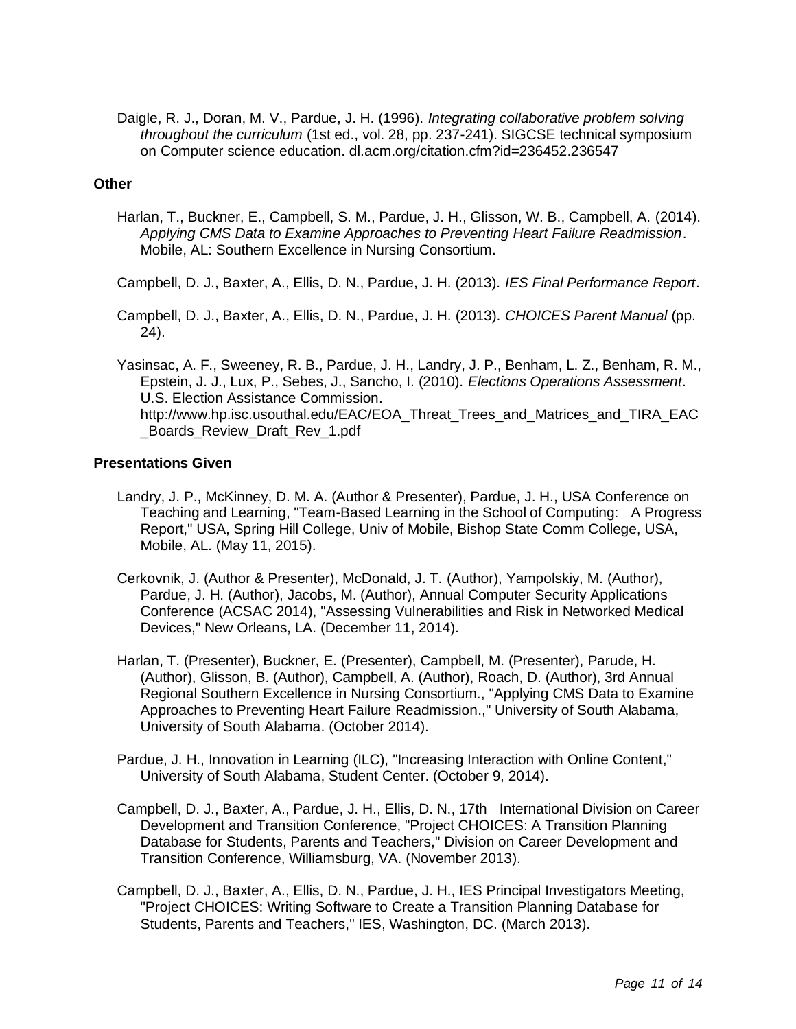Daigle, R. J., Doran, M. V., Pardue, J. H. (1996). *Integrating collaborative problem solving throughout the curriculum* (1st ed., vol. 28, pp. 237-241). SIGCSE technical symposium on Computer science education. dl.acm.org/citation.cfm?id=236452.236547

### Other

Harlan, T., Buckner, E., Campbell, S. M., Pardue, J. H., Glisson, W. B., Campbell, A. (2014). *Applying CMS Data to Examine Approaches to Preventing Heart Failure Readmission*. Mobile, AL: Southern Excellence in Nursing Consortium.

Campbell, D. J., Baxter, A., Ellis, D. N., Pardue, J. H. (2013). *IES Final Performance Report*.

Campbell, D. J., Baxter, A., Ellis, D. N., Pardue, J. H. (2013). *CHOICES Parent Manual* (pp. 24).

Yasinsac, A. F., Sweeney, R. B., Pardue, J. H., Landry, J. P., Benham, L. Z., Benham, R. M., Epstein, J. J., Lux, P., Sebes, J., Sancho, I. (2010). *Elections Operations Assessment*. U.S. Election Assistance Commission. http://www.hp.isc.usouthal.edu/EAC/EOA_Threat_Trees_and_Matrices_and_TIRA_EAC_Boards_Review_Draft_Rev_1.pdf

### Presentations Given

Landry, J. P., McKinney, D. M. A. (Author & Presenter), Pardue, J. H., USA Conference on Teaching and Learning, "Team-Based Learning in the School of Computing: A Progress Report," USA, Spring Hill College, Univ of Mobile, Bishop State Comm College, USA, Mobile, AL. (May 11, 2015).

Cerkovnik, J. (Author & Presenter), McDonald, J. T. (Author), Yampolskiy, M. (Author), Pardue, J. H. (Author), Jacobs, M. (Author), Annual Computer Security Applications Conference (ACSAC 2014), "Assessing Vulnerabilities and Risk in Networked Medical Devices," New Orleans, LA. (December 11, 2014).

Harlan, T. (Presenter), Buckner, E. (Presenter), Campbell, M. (Presenter), Parude, H. (Author), Glisson, B. (Author), Campbell, A. (Author), Roach, D. (Author), 3rd Annual Regional Southern Excellence in Nursing Consortium., "Applying CMS Data to Examine Approaches to Preventing Heart Failure Readmission.," University of South Alabama, University of South Alabama. (October 2014).

Pardue, J. H., Innovation in Learning (ILC), "Increasing Interaction with Online Content," University of South Alabama, Student Center. (October 9, 2014).

Campbell, D. J., Baxter, A., Pardue, J. H., Ellis, D. N., 17th International Division on Career Development and Transition Conference, "Project CHOICES: A Transition Planning Database for Students, Parents and Teachers," Division on Career Development and Transition Conference, Williamsburg, VA. (November 2013).

Campbell, D. J., Baxter, A., Ellis, D. N., Pardue, J. H., IES Principal Investigators Meeting, "Project CHOICES: Writing Software to Create a Transition Planning Database for Students, Parents and Teachers," IES, Washington, DC. (March 2013).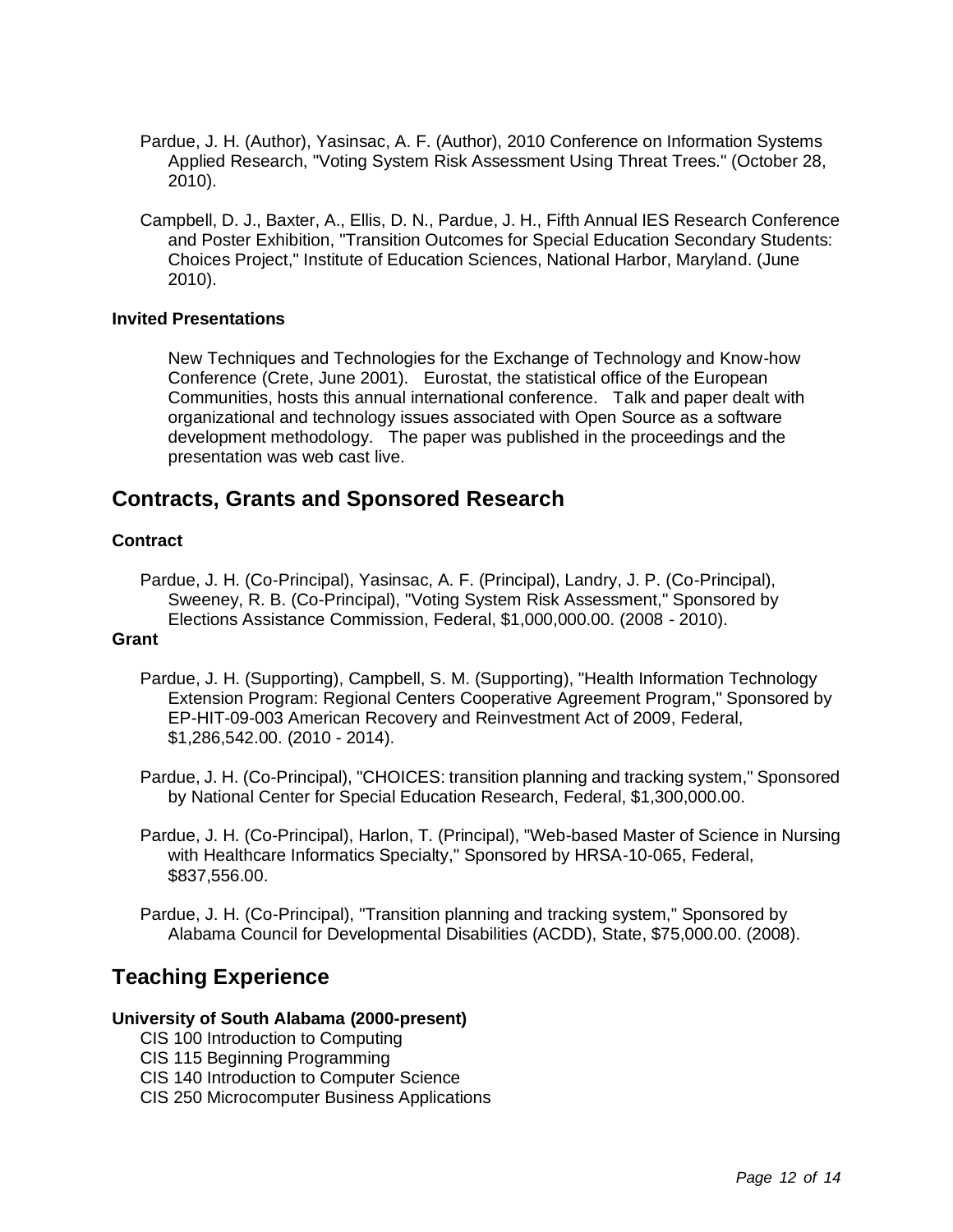Pardue, J. H. (Author), Yasinsac, A. F. (Author), 2010 Conference on Information Systems Applied Research, "Voting System Risk Assessment Using Threat Trees." (October 28, 2010).

Campbell, D. J., Baxter, A., Ellis, D. N., Pardue, J. H., Fifth Annual IES Research Conference and Poster Exhibition, "Transition Outcomes for Special Education Secondary Students: Choices Project," Institute of Education Sciences, National Harbor, Maryland. (June 2010).

### Invited Presentations

New Techniques and Technologies for the Exchange of Technology and Know-how Conference (Crete, June 2001). Eurostat, the statistical office of the European Communities, hosts this annual international conference. Talk and paper dealt with organizational and technology issues associated with Open Source as a software development methodology. The paper was published in the proceedings and the presentation was web cast live.

## Contracts, Grants and Sponsored Research

### Contract

Pardue, J. H. (Co-Principal), Yasinsac, A. F. (Principal), Landry, J. P. (Co-Principal), Sweeney, R. B. (Co-Principal), "Voting System Risk Assessment," Sponsored by Elections Assistance Commission, Federal, $1,000,000.00. (2008 - 2010).

### Grant

Pardue, J. H. (Supporting), Campbell, S. M. (Supporting), "Health Information Technology Extension Program: Regional Centers Cooperative Agreement Program," Sponsored by EP-HIT-09-003 American Recovery and Reinvestment Act of 2009, Federal, $1,286,542.00. (2010 - 2014).

Pardue, J. H. (Co-Principal), "CHOICES: transition planning and tracking system," Sponsored by National Center for Special Education Research, Federal, $1,300,000.00.

Pardue, J. H. (Co-Principal), Harlon, T. (Principal), "Web-based Master of Science in Nursing with Healthcare Informatics Specialty," Sponsored by HRSA-10-065, Federal, $837,556.00.

Pardue, J. H. (Co-Principal), "Transition planning and tracking system," Sponsored by Alabama Council for Developmental Disabilities (ACDD), State, $75,000.00. (2008).

## Teaching Experience

### University of South Alabama (2000-present)

CIS 100 Introduction to Computing
CIS 115 Beginning Programming
CIS 140 Introduction to Computer Science
CIS 250 Microcomputer Business Applications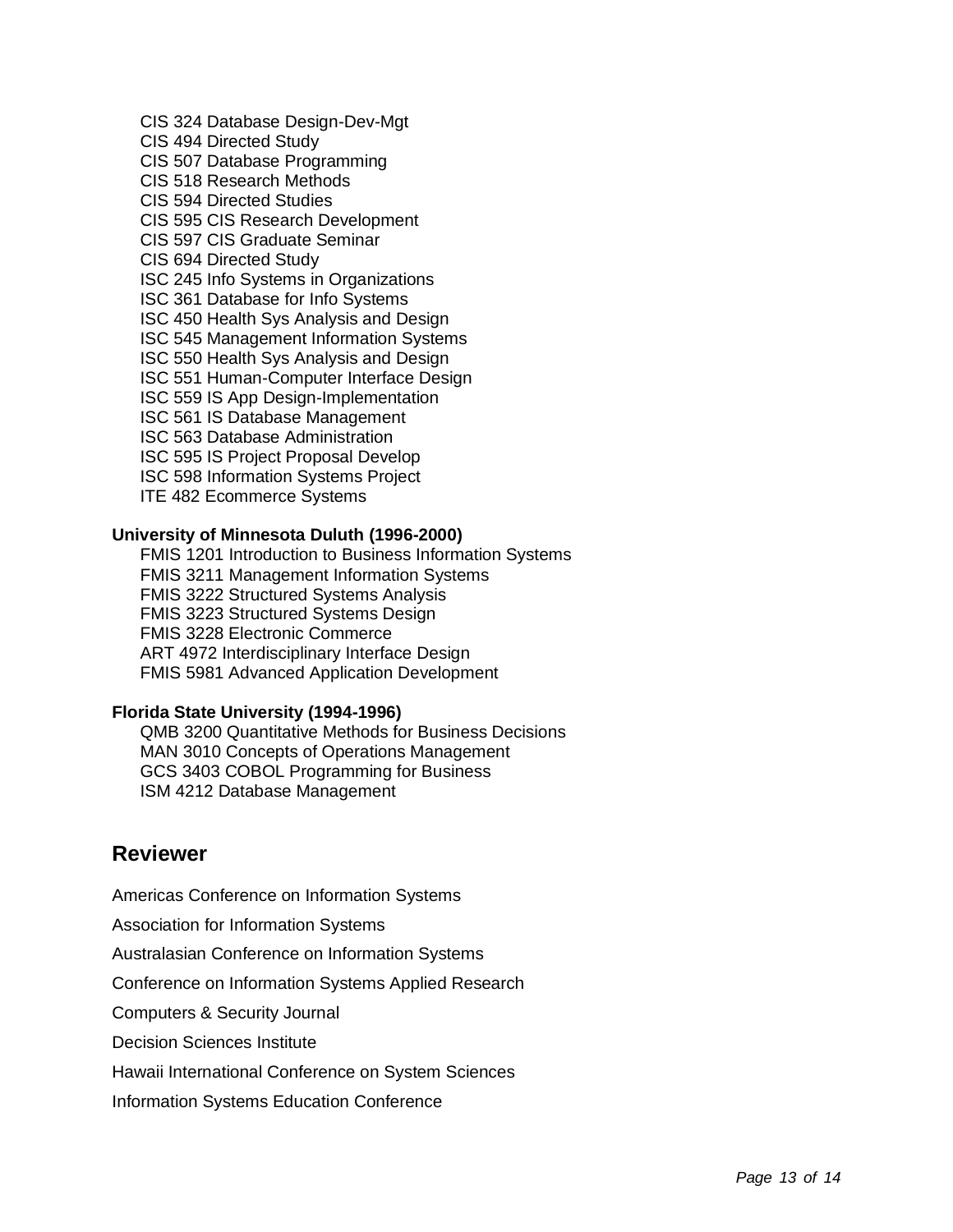- CIS 324 Database Design-Dev-Mgt
- CIS 494 Directed Study
- CIS 507 Database Programming
- CIS 518 Research Methods
- CIS 594 Directed Studies
- CIS 595 CIS Research Development
- CIS 597 CIS Graduate Seminar
- CIS 694 Directed Study
- ISC 245 Info Systems in Organizations
- ISC 361 Database for Info Systems
- ISC 450 Health Sys Analysis and Design
- ISC 545 Management Information Systems
- ISC 550 Health Sys Analysis and Design
- ISC 551 Human-Computer Interface Design
- ISC 559 IS App Design-Implementation
- ISC 561 IS Database Management
- ISC 563 Database Administration
- ISC 595 IS Project Proposal Develop
- ISC 598 Information Systems Project
- ITE 482 Ecommerce Systems

**University of Minnesota Duluth (1996-2000)**

- FMIS 1201 Introduction to Business Information Systems
- FMIS 3211 Management Information Systems
- FMIS 3222 Structured Systems Analysis
- FMIS 3223 Structured Systems Design
- FMIS 3228 Electronic Commerce
- ART 4972 Interdisciplinary Interface Design
- FMIS 5981 Advanced Application Development

**Florida State University (1994-1996)**

- QMB 3200 Quantitative Methods for Business Decisions
- MAN 3010 Concepts of Operations Management
- GCS 3403 COBOL Programming for Business
- ISM 4212 Database Management

## Reviewer

Americas Conference on Information Systems

Association for Information Systems

Australasian Conference on Information Systems

Conference on Information Systems Applied Research

Computers & Security Journal

Decision Sciences Institute

Hawaii International Conference on System Sciences

Information Systems Education Conference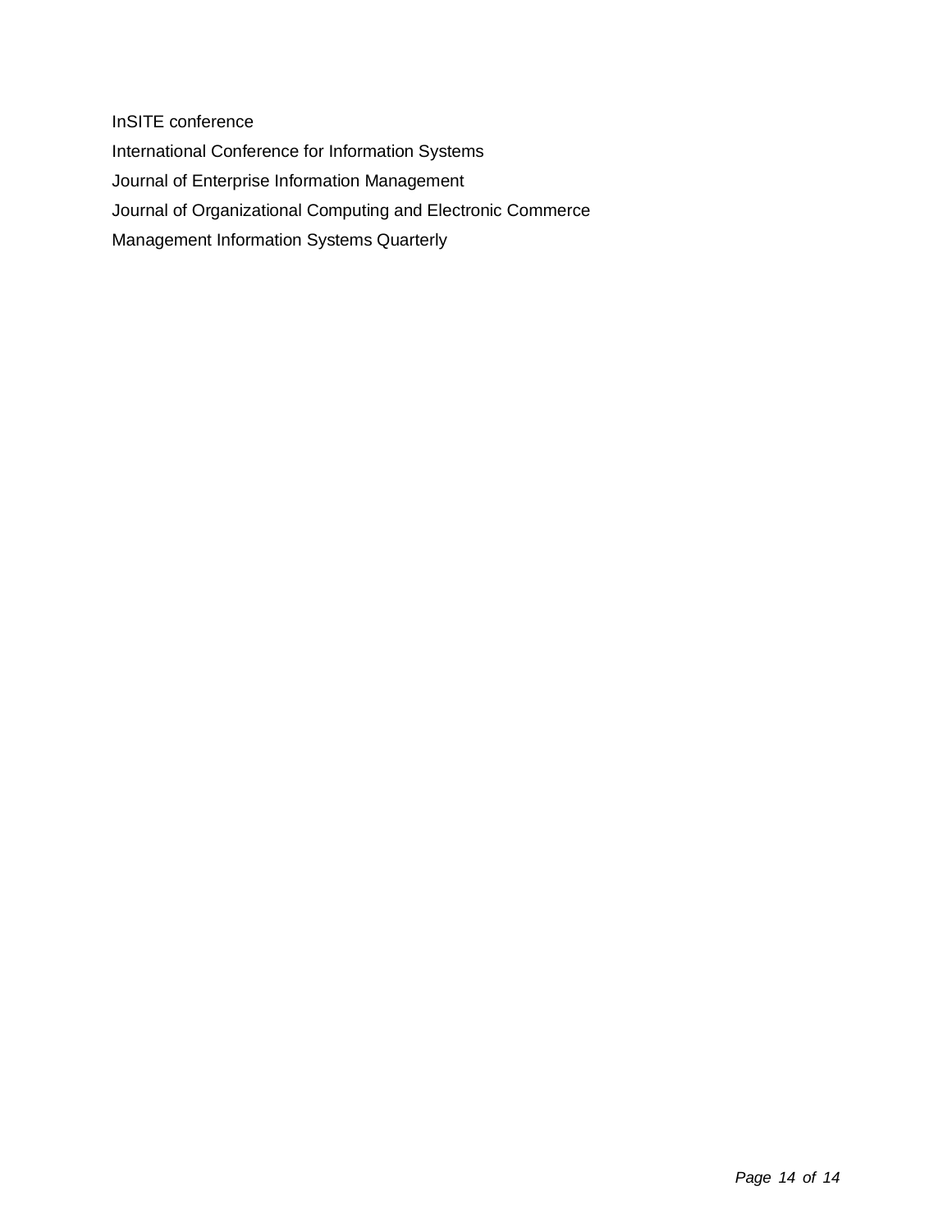InSITE conference

International Conference for Information Systems

Journal of Enterprise Information Management

Journal of Organizational Computing and Electronic Commerce

Management Information Systems Quarterly